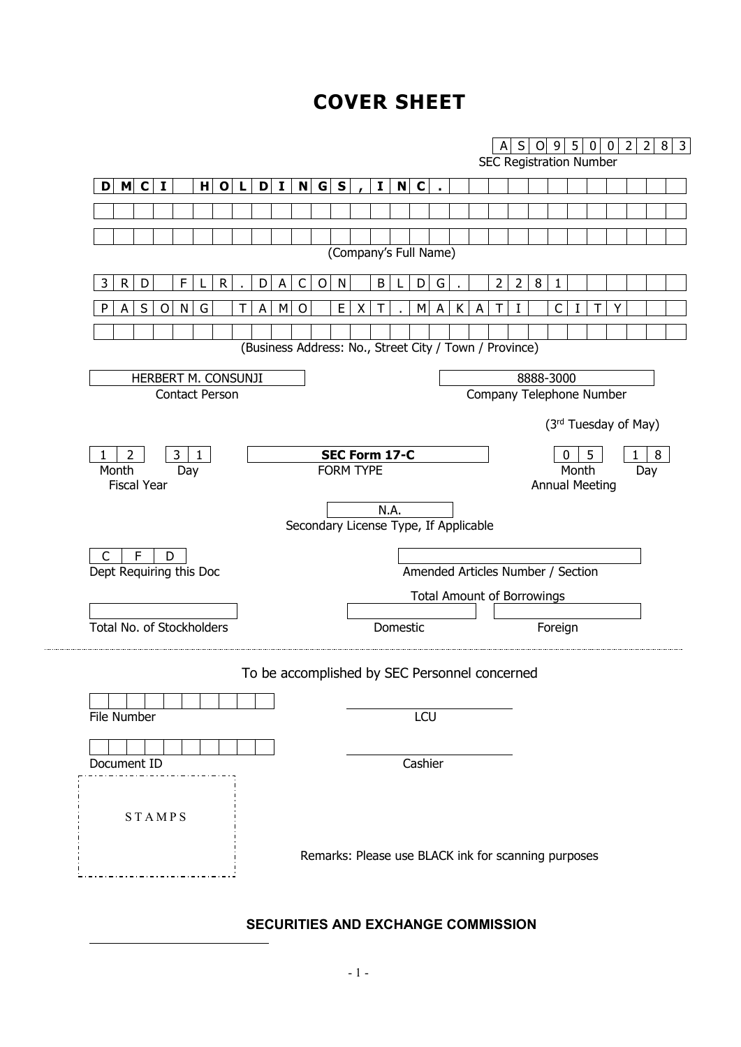# COVER SHEET

**A S O 9 5 0 0 2 2 8 3**
SEC Registration Number

**D M C I   H O L D I N G S , I N C .**

(Company's Full Name)

3 R D   F L R .   D A C O N   B L D G .   2 2 8 1
P A S O N G   T A M O   E X T .   M A K A T I   C I T Y

(Business Address: No., Street City / Town / Province)

| HERBERT M. CONSUNJI | 8888-3000 |
|---|---|
| Contact Person | Company Telephone Number |

(3rd Tuesday of May)

| 1 2 / 3 1 | **SEC Form 17-C** | 0 5 / 1 8 |
|---|---|---|
| Month / Day | FORM TYPE | Month / Day |
| Fiscal Year | | Annual Meeting |

N.A.
Secondary License Type, If Applicable

| C F D | |
|---|---|
| Dept Requiring this Doc | Amended Articles Number / Section |

Total Amount of Borrowings

| | | |
|---|---|---|
| Total No. of Stockholders | Domestic | Foreign |

To be accomplished by SEC Personnel concerned

File Number

LCU

Document ID

Cashier

STAMPS

Remarks: Please use BLACK ink for scanning purposes

**SECURITIES AND EXCHANGE COMMISSION**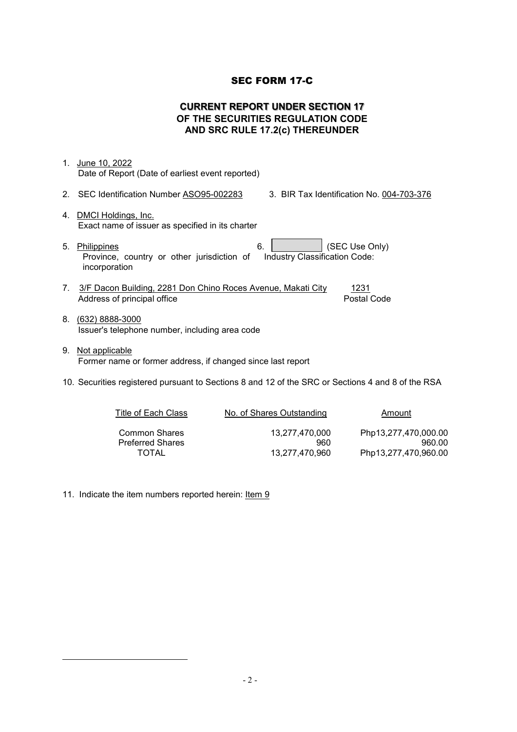# SEC FORM 17-C

## CURRENT REPORT UNDER SECTION 17
## OF THE SECURITIES REGULATION CODE
## AND SRC RULE 17.2(c) THEREUNDER

1. June 10, 2022
   Date of Report (Date of earliest event reported)

2. SEC Identification Number ASO95-002283    3. BIR Tax Identification No. 004-703-376

4. DMCI Holdings, Inc.
   Exact name of issuer as specified in its charter

5. Philippines
   Province, country or other jurisdiction of incorporation

6. (SEC Use Only)
   Industry Classification Code:

7. 3/F Dacon Building, 2281 Don Chino Roces Avenue, Makati City    1231
   Address of principal office    Postal Code

8. (632) 8888-3000
   Issuer's telephone number, including area code

9. Not applicable
   Former name or former address, if changed since last report

10. Securities registered pursuant to Sections 8 and 12 of the SRC or Sections 4 and 8 of the RSA

| Title of Each Class | No. of Shares Outstanding | Amount |
|---|---|---|
| Common Shares | 13,277,470,000 | Php13,277,470,000.00 |
| Preferred Shares | 960 | 960.00 |
| TOTAL | 13,277,470,960 | Php13,277,470,960.00 |

11. Indicate the item numbers reported herein: Item 9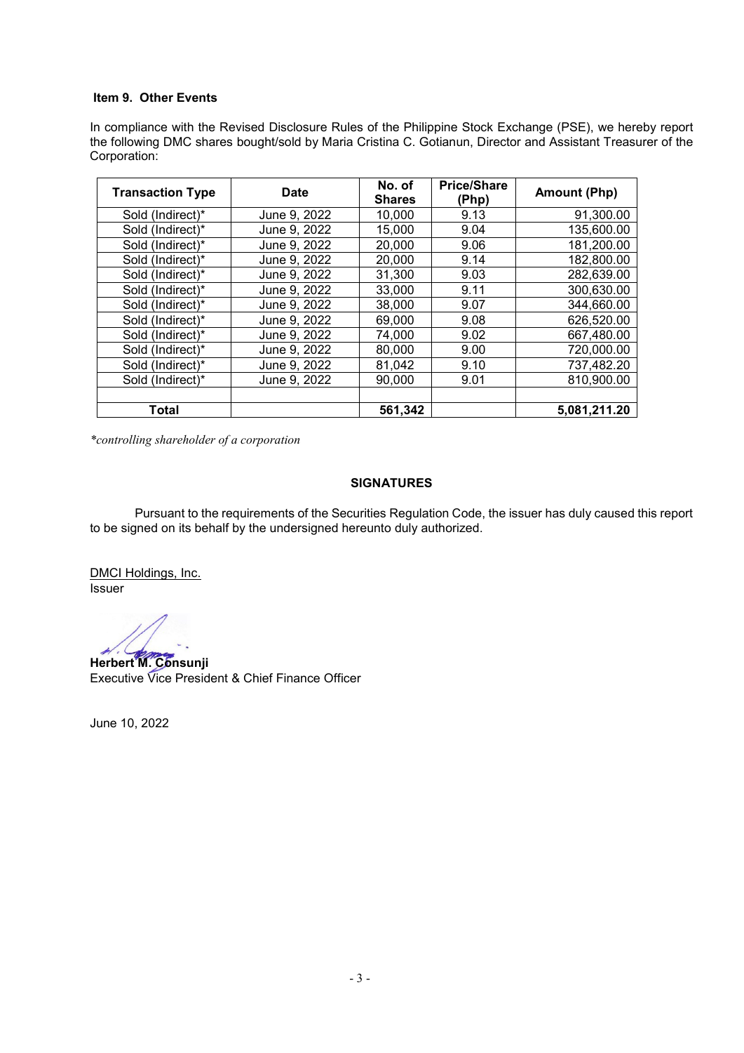**Item 9. Other Events**

In compliance with the Revised Disclosure Rules of the Philippine Stock Exchange (PSE), we hereby report the following DMC shares bought/sold by Maria Cristina C. Gotianun, Director and Assistant Treasurer of the Corporation:

| Transaction Type | Date | No. of Shares | Price/Share (Php) | Amount (Php) |
|---|---|---|---|---|
| Sold (Indirect)* | June 9, 2022 | 10,000 | 9.13 | 91,300.00 |
| Sold (Indirect)* | June 9, 2022 | 15,000 | 9.04 | 135,600.00 |
| Sold (Indirect)* | June 9, 2022 | 20,000 | 9.06 | 181,200.00 |
| Sold (Indirect)* | June 9, 2022 | 20,000 | 9.14 | 182,800.00 |
| Sold (Indirect)* | June 9, 2022 | 31,300 | 9.03 | 282,639.00 |
| Sold (Indirect)* | June 9, 2022 | 33,000 | 9.11 | 300,630.00 |
| Sold (Indirect)* | June 9, 2022 | 38,000 | 9.07 | 344,660.00 |
| Sold (Indirect)* | June 9, 2022 | 69,000 | 9.08 | 626,520.00 |
| Sold (Indirect)* | June 9, 2022 | 74,000 | 9.02 | 667,480.00 |
| Sold (Indirect)* | June 9, 2022 | 80,000 | 9.00 | 720,000.00 |
| Sold (Indirect)* | June 9, 2022 | 81,042 | 9.10 | 737,482.20 |
| Sold (Indirect)* | June 9, 2022 | 90,000 | 9.01 | 810,900.00 |
| | | | | |
| **Total** | | **561,342** | | **5,081,211.20** |

*\*controlling shareholder of a corporation*

**SIGNATURES**

Pursuant to the requirements of the Securities Regulation Code, the issuer has duly caused this report to be signed on its behalf by the undersigned hereunto duly authorized.

DMCI Holdings, Inc.
Issuer

**Herbert M. Consunji**
Executive Vice President & Chief Finance Officer

June 10, 2022